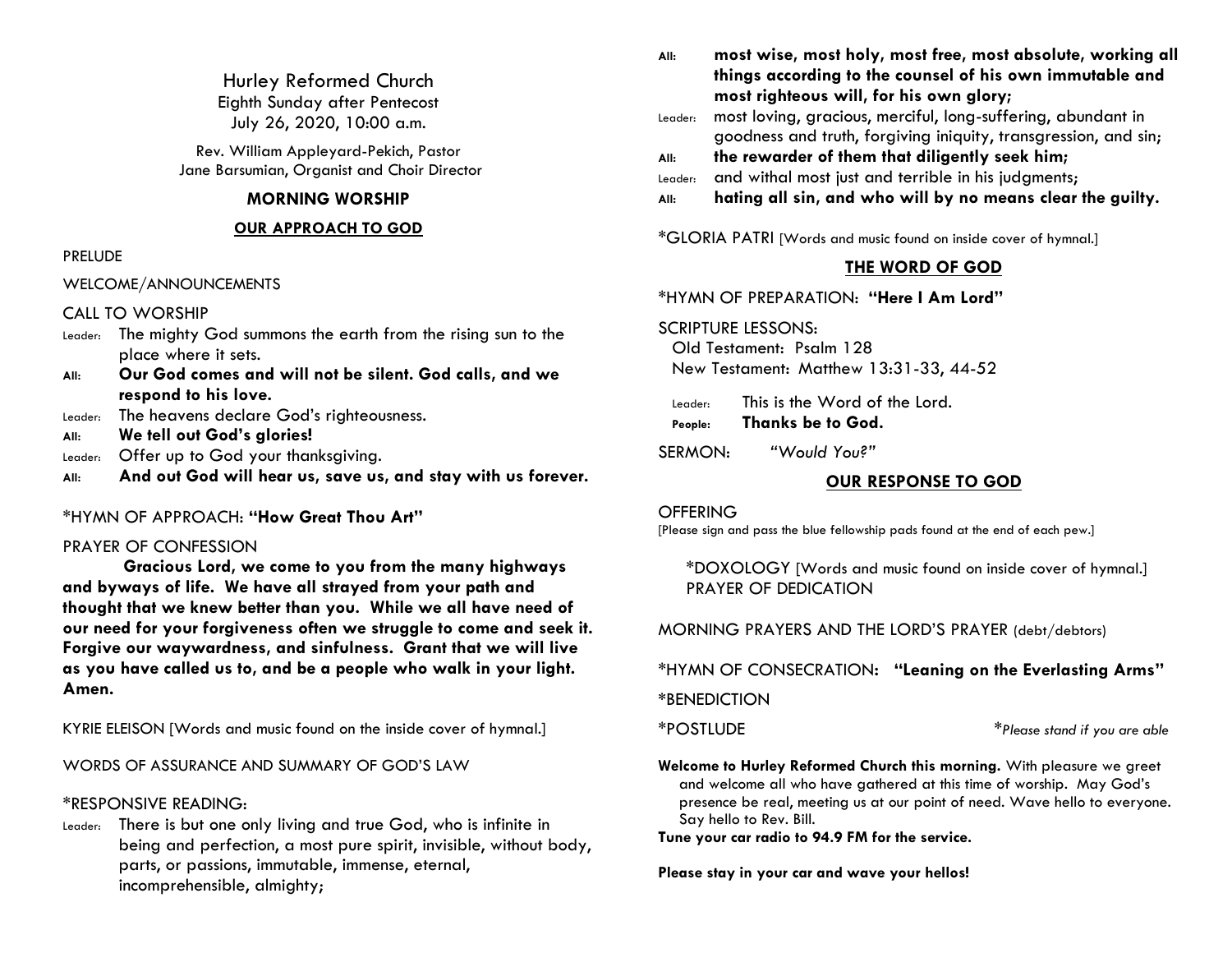# Hurley Reformed Church

Eighth Sunday after Pentecost
July 26, 2020, 10:00 a.m.

Rev. William Appleyard-Pekich, Pastor
Jane Barsumian, Organist and Choir Director

## MORNING WORSHIP

### OUR APPROACH TO GOD

PRELUDE

WELCOME/ANNOUNCEMENTS

CALL TO WORSHIP

Leader: The mighty God summons the earth from the rising sun to the place where it sets.

**All: Our God comes and will not be silent. God calls, and we respond to his love.**

Leader: The heavens declare God's righteousness.

**All: We tell out God's glories!**

Leader: Offer up to God your thanksgiving.

**All: And out God will hear us, save us, and stay with us forever.**

*HYMN OF APPROACH: **"How Great Thou Art"**

PRAYER OF CONFESSION

**Gracious Lord, we come to you from the many highways and byways of life. We have all strayed from your path and thought that we knew better than you. While we all have need of our need for your forgiveness often we struggle to come and seek it. Forgive our waywardness, and sinfulness. Grant that we will live as you have called us to, and be a people who walk in your light. Amen.**

KYRIE ELEISON [Words and music found on the inside cover of hymnal.]

WORDS OF ASSURANCE AND SUMMARY OF GOD'S LAW

*RESPONSIVE READING:

Leader: There is but one only living and true God, who is infinite in being and perfection, a most pure spirit, invisible, without body, parts, or passions, immutable, immense, eternal, incomprehensible, almighty;

**All: most wise, most holy, most free, most absolute, working all things according to the counsel of his own immutable and most righteous will, for his own glory;**

Leader: most loving, gracious, merciful, long-suffering, abundant in goodness and truth, forgiving iniquity, transgression, and sin;

**All: the rewarder of them that diligently seek him;**

Leader: and withal most just and terrible in his judgments;

**All: hating all sin, and who will by no means clear the guilty.**

*GLORIA PATRI [Words and music found on inside cover of hymnal.]

### THE WORD OF GOD

*HYMN OF PREPARATION: **"Here I Am Lord"**

SCRIPTURE LESSONS:
Old Testament: Psalm 128
New Testament: Matthew 13:31-33, 44-52

Leader: This is the Word of the Lord.

**People: Thanks be to God.**

SERMON: *"Would You?"*

### OUR RESPONSE TO GOD

OFFERING
[Please sign and pass the blue fellowship pads found at the end of each pew.]

*DOXOLOGY [Words and music found on inside cover of hymnal.]
PRAYER OF DEDICATION

MORNING PRAYERS AND THE LORD'S PRAYER (debt/debtors)

*HYMN OF CONSECRATION: **"Leaning on the Everlasting Arms"**

*BENEDICTION

*POSTLUDE

**Please stand if you are able*

**Welcome to Hurley Reformed Church this morning.** With pleasure we greet and welcome all who have gathered at this time of worship. May God's presence be real, meeting us at our point of need. Wave hello to everyone. Say hello to Rev. Bill.

**Tune your car radio to 94.9 FM for the service.**

**Please stay in your car and wave your hellos!**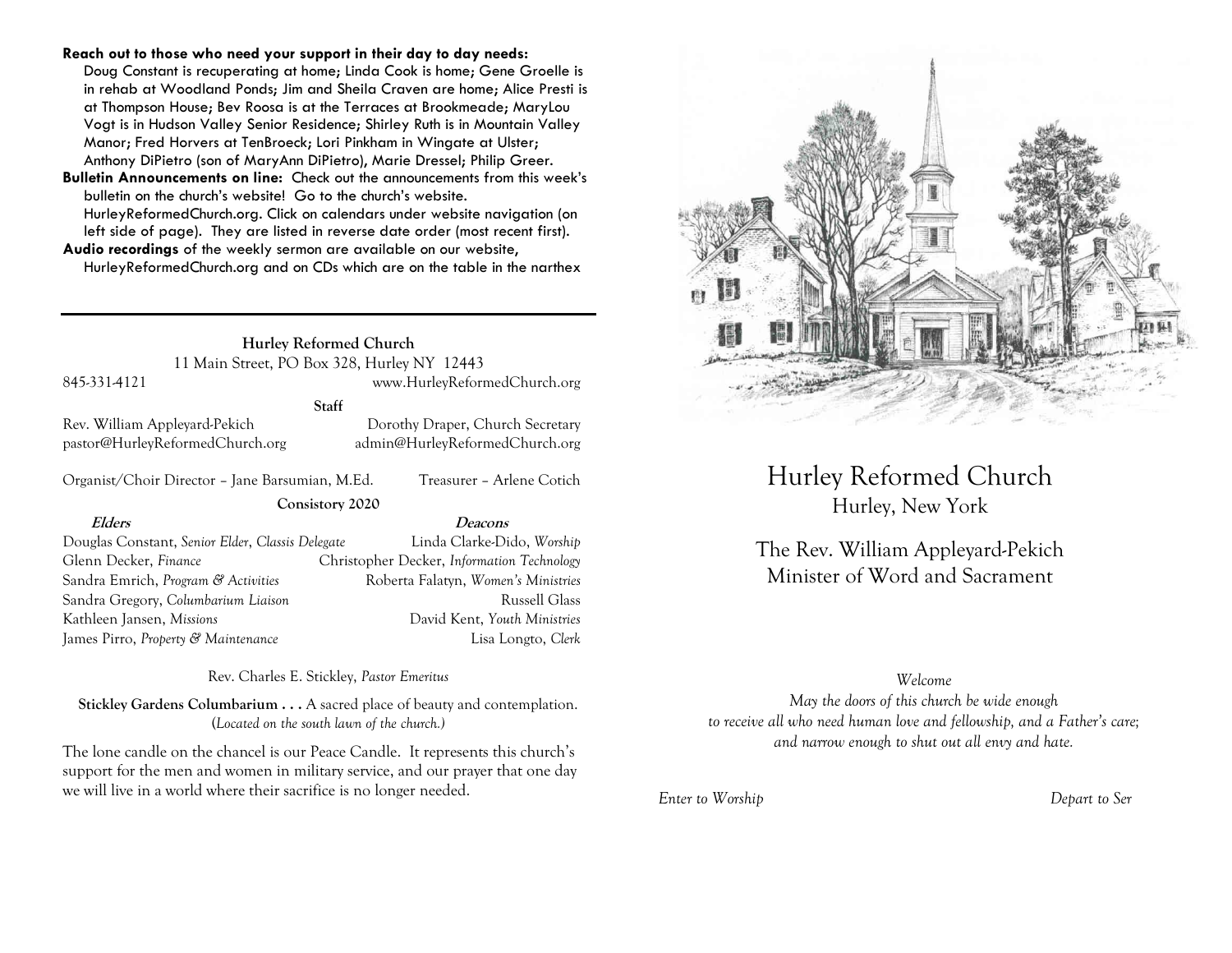**Reach out to those who need your support in their day to day needs:** Doug Constant is recuperating at home; Linda Cook is home; Gene Groelle is in rehab at Woodland Ponds; Jim and Sheila Craven are home; Alice Presti is at Thompson House; Bev Roosa is at the Terraces at Brookmeade; MaryLou Vogt is in Hudson Valley Senior Residence; Shirley Ruth is in Mountain Valley Manor; Fred Horvers at TenBroeck; Lori Pinkham in Wingate at Ulster; Anthony DiPietro (son of MaryAnn DiPietro), Marie Dressel; Philip Greer.

**Bulletin Announcements on line:** Check out the announcements from this week's bulletin on the church's website! Go to the church's website. HurleyReformedChurch.org. Click on calendars under website navigation (on left side of page). They are listed in reverse date order (most recent first).

**Audio recordings** of the weekly sermon are available on our website, HurleyReformedChurch.org and on CDs which are on the table in the narthex

---

**Hurley Reformed Church**
11 Main Street, PO Box 328, Hurley NY 12443
845-331-4121 www.HurleyReformedChurch.org

**Staff**

Rev. William Appleyard-Pekich
pastor@HurleyReformedChurch.org

Dorothy Draper, Church Secretary
admin@HurleyReformedChurch.org

Organist/Choir Director – Jane Barsumian, M.Ed.
Treasurer – Arlene Cotich

**Consistory 2020**

| ***Elders*** | ***Deacons*** |
|---|---|
| Douglas Constant, *Senior Elder, Classis Delegate* | Linda Clarke-Dido, *Worship* |
| Glenn Decker, *Finance* | Christopher Decker, *Information Technology* |
| Sandra Emrich, *Program & Activities* | Roberta Falatyn, *Women's Ministries* |
| Sandra Gregory, *Columbarium Liaison* | Russell Glass |
| Kathleen Jansen, *Missions* | David Kent, *Youth Ministries* |
| James Pirro, *Property & Maintenance* | Lisa Longto, *Clerk* |

Rev. Charles E. Stickley, *Pastor Emeritus*

**Stickley Gardens Columbarium . . .** A sacred place of beauty and contemplation. (*Located on the south lawn of the church.*)

The lone candle on the chancel is our Peace Candle. It represents this church's support for the men and women in military service, and our prayer that one day we will live in a world where their sacrifice is no longer needed.

# Hurley Reformed Church
## Hurley, New York

## The Rev. William Appleyard-Pekich
## Minister of Word and Sacrament

*Welcome*
*May the doors of this church be wide enough*
*to receive all who need human love and fellowship, and a Father's care;*
*and narrow enough to shut out all envy and hate.*

*Enter to Worship* *Depart to Ser*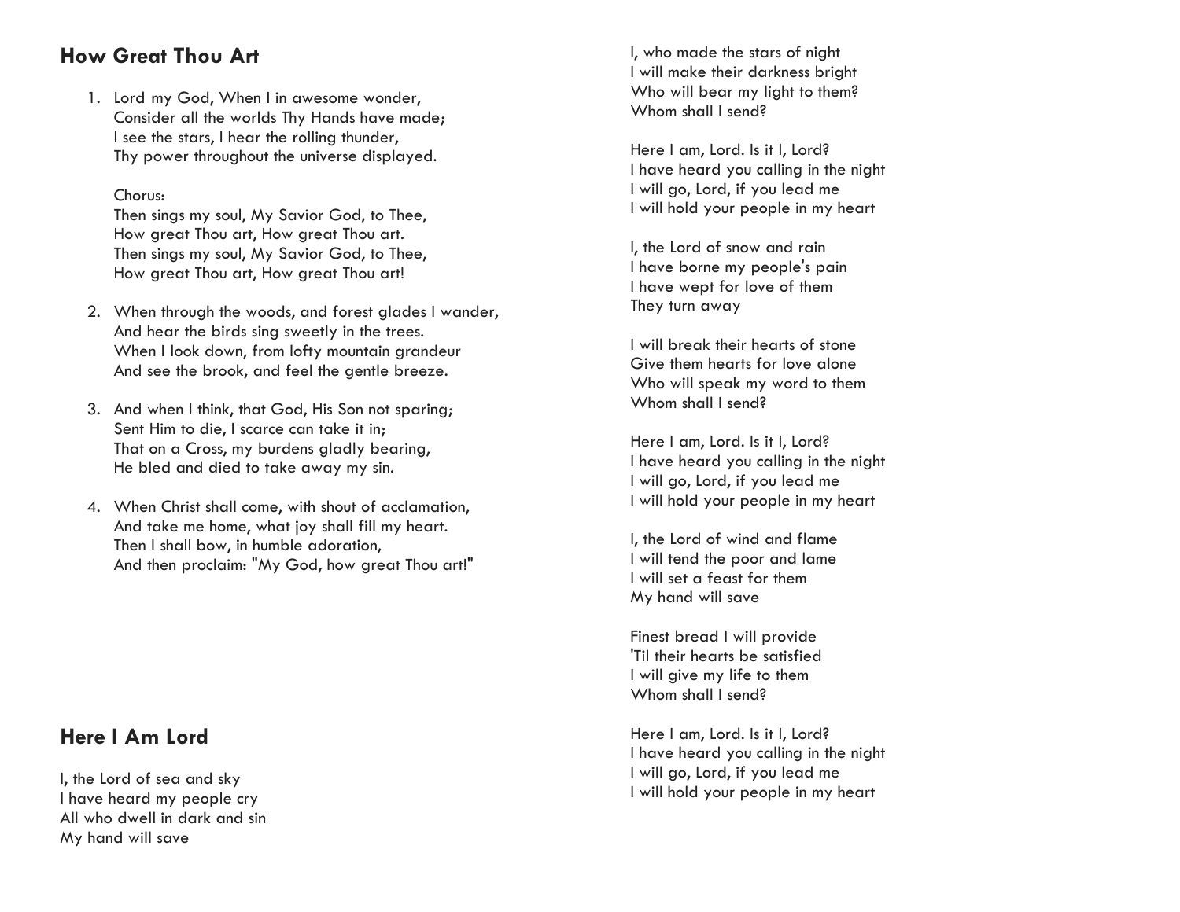## How Great Thou Art

1. Lord my God, When I in awesome wonder,
   Consider all the worlds Thy Hands have made;
   I see the stars, I hear the rolling thunder,
   Thy power throughout the universe displayed.

   Chorus:
   Then sings my soul, My Savior God, to Thee,
   How great Thou art, How great Thou art.
   Then sings my soul, My Savior God, to Thee,
   How great Thou art, How great Thou art!

2. When through the woods, and forest glades I wander,
   And hear the birds sing sweetly in the trees.
   When I look down, from lofty mountain grandeur
   And see the brook, and feel the gentle breeze.

3. And when I think, that God, His Son not sparing;
   Sent Him to die, I scarce can take it in;
   That on a Cross, my burdens gladly bearing,
   He bled and died to take away my sin.

4. When Christ shall come, with shout of acclamation,
   And take me home, what joy shall fill my heart.
   Then I shall bow, in humble adoration,
   And then proclaim: "My God, how great Thou art!"

## Here I Am Lord

I, the Lord of sea and sky
I have heard my people cry
All who dwell in dark and sin
My hand will save

I, who made the stars of night
I will make their darkness bright
Who will bear my light to them?
Whom shall I send?

Here I am, Lord. Is it I, Lord?
I have heard you calling in the night
I will go, Lord, if you lead me
I will hold your people in my heart

I, the Lord of snow and rain
I have borne my people's pain
I have wept for love of them
They turn away

I will break their hearts of stone
Give them hearts for love alone
Who will speak my word to them
Whom shall I send?

Here I am, Lord. Is it I, Lord?
I have heard you calling in the night
I will go, Lord, if you lead me
I will hold your people in my heart

I, the Lord of wind and flame
I will tend the poor and lame
I will set a feast for them
My hand will save

Finest bread I will provide
'Til their hearts be satisfied
I will give my life to them
Whom shall I send?

Here I am, Lord. Is it I, Lord?
I have heard you calling in the night
I will go, Lord, if you lead me
I will hold your people in my heart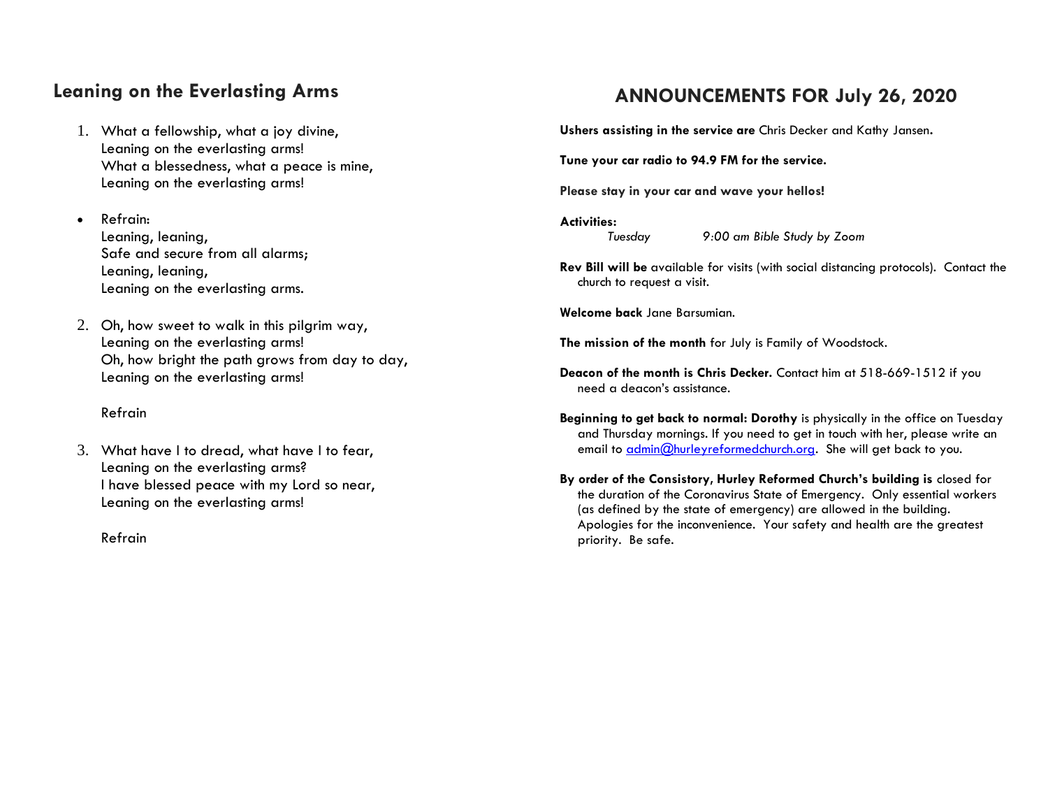## Leaning on the Everlasting Arms

1. What a fellowship, what a joy divine,
   Leaning on the everlasting arms!
   What a blessedness, what a peace is mine,
   Leaning on the everlasting arms!

- Refrain:
  Leaning, leaning,
  Safe and secure from all alarms;
  Leaning, leaning,
  Leaning on the everlasting arms.

2. Oh, how sweet to walk in this pilgrim way,
   Leaning on the everlasting arms!
   Oh, how bright the path grows from day to day,
   Leaning on the everlasting arms!

   Refrain

3. What have I to dread, what have I to fear,
   Leaning on the everlasting arms?
   I have blessed peace with my Lord so near,
   Leaning on the everlasting arms!

   Refrain

# ANNOUNCEMENTS FOR July 26, 2020

**Ushers assisting in the service are** Chris Decker and Kathy Jansen**.**

**Tune your car radio to 94.9 FM for the service.**

**Please stay in your car and wave your hellos!**

**Activities:**
*Tuesday 9:00 am Bible Study by Zoom*

**Rev Bill will be** available for visits (with social distancing protocols). Contact the church to request a visit.

**Welcome back** Jane Barsumian.

**The mission of the month** for July is Family of Woodstock.

**Deacon of the month is Chris Decker.** Contact him at 518-669-1512 if you need a deacon's assistance.

**Beginning to get back to normal: Dorothy** is physically in the office on Tuesday and Thursday mornings. If you need to get in touch with her, please write an email to admin@hurleyreformedchurch.org. She will get back to you.

**By order of the Consistory, Hurley Reformed Church's building is** closed for the duration of the Coronavirus State of Emergency. Only essential workers (as defined by the state of emergency) are allowed in the building. Apologies for the inconvenience. Your safety and health are the greatest priority. Be safe.